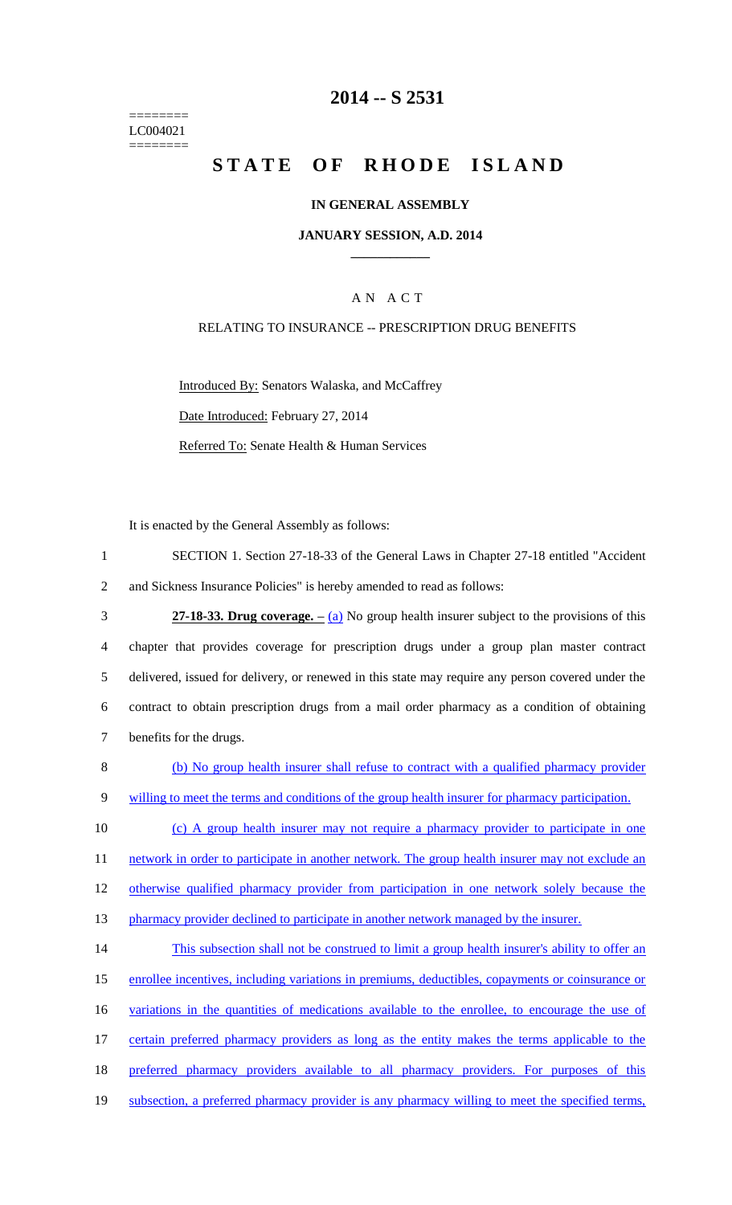========
LC004021
========

# 2014 -- S 2531

# STATE OF RHODE ISLAND

## IN GENERAL ASSEMBLY

### JANUARY SESSION, A.D. 2014

### A N A C T

RELATING TO INSURANCE -- PRESCRIPTION DRUG BENEFITS

Introduced By: Senators Walaska, and McCaffrey

Date Introduced: February 27, 2014

Referred To: Senate Health & Human Services

It is enacted by the General Assembly as follows:

1 SECTION 1. Section 27-18-33 of the General Laws in Chapter 27-18 entitled "Accident
2 and Sickness Insurance Policies" is hereby amended to read as follows:

3 **27-18-33. Drug coverage.** – (a) No group health insurer subject to the provisions of this
4 chapter that provides coverage for prescription drugs under a group plan master contract
5 delivered, issued for delivery, or renewed in this state may require any person covered under the
6 contract to obtain prescription drugs from a mail order pharmacy as a condition of obtaining
7 benefits for the drugs.

8 (b) No group health insurer shall refuse to contract with a qualified pharmacy provider
9 willing to meet the terms and conditions of the group health insurer for pharmacy participation.

10 (c) A group health insurer may not require a pharmacy provider to participate in one
11 network in order to participate in another network. The group health insurer may not exclude an
12 otherwise qualified pharmacy provider from participation in one network solely because the
13 pharmacy provider declined to participate in another network managed by the insurer.

14 This subsection shall not be construed to limit a group health insurer's ability to offer an
15 enrollee incentives, including variations in premiums, deductibles, copayments or coinsurance or
16 variations in the quantities of medications available to the enrollee, to encourage the use of
17 certain preferred pharmacy providers as long as the entity makes the terms applicable to the
18 preferred pharmacy providers available to all pharmacy providers. For purposes of this
19 subsection, a preferred pharmacy provider is any pharmacy willing to meet the specified terms,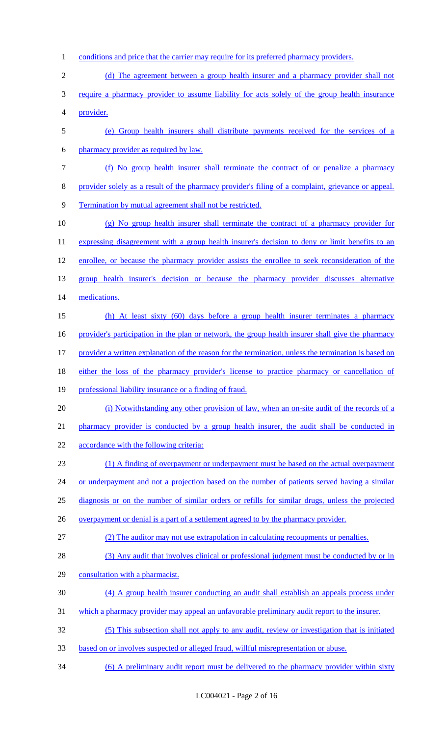conditions and price that the carrier may require for its preferred pharmacy providers.

(d) The agreement between a group health insurer and a pharmacy provider shall not require a pharmacy provider to assume liability for acts solely of the group health insurance provider.

(e) Group health insurers shall distribute payments received for the services of a pharmacy provider as required by law.

(f) No group health insurer shall terminate the contract of or penalize a pharmacy provider solely as a result of the pharmacy provider's filing of a complaint, grievance or appeal. Termination by mutual agreement shall not be restricted.

(g) No group health insurer shall terminate the contract of a pharmacy provider for expressing disagreement with a group health insurer's decision to deny or limit benefits to an enrollee, or because the pharmacy provider assists the enrollee to seek reconsideration of the group health insurer's decision or because the pharmacy provider discusses alternative medications.

(h) At least sixty (60) days before a group health insurer terminates a pharmacy provider's participation in the plan or network, the group health insurer shall give the pharmacy provider a written explanation of the reason for the termination, unless the termination is based on either the loss of the pharmacy provider's license to practice pharmacy or cancellation of professional liability insurance or a finding of fraud.

(i) Notwithstanding any other provision of law, when an on-site audit of the records of a pharmacy provider is conducted by a group health insurer, the audit shall be conducted in accordance with the following criteria:

(1) A finding of overpayment or underpayment must be based on the actual overpayment or underpayment and not a projection based on the number of patients served having a similar diagnosis or on the number of similar orders or refills for similar drugs, unless the projected overpayment or denial is a part of a settlement agreed to by the pharmacy provider.

(2) The auditor may not use extrapolation in calculating recoupments or penalties.

(3) Any audit that involves clinical or professional judgment must be conducted by or in consultation with a pharmacist.

(4) A group health insurer conducting an audit shall establish an appeals process under which a pharmacy provider may appeal an unfavorable preliminary audit report to the insurer.

(5) This subsection shall not apply to any audit, review or investigation that is initiated based on or involves suspected or alleged fraud, willful misrepresentation or abuse.

(6) A preliminary audit report must be delivered to the pharmacy provider within sixty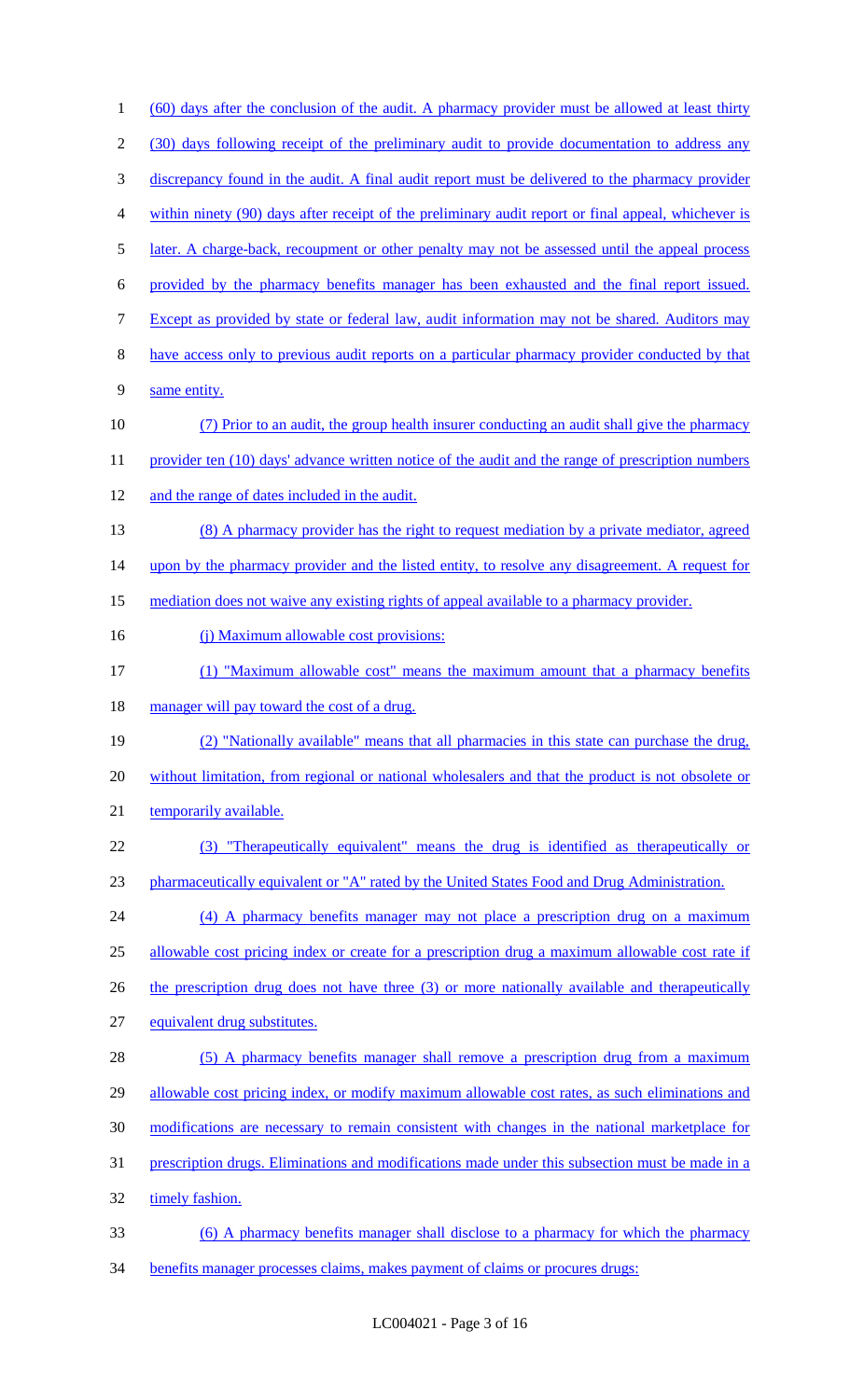(60) days after the conclusion of the audit. A pharmacy provider must be allowed at least thirty (30) days following receipt of the preliminary audit to provide documentation to address any discrepancy found in the audit. A final audit report must be delivered to the pharmacy provider within ninety (90) days after receipt of the preliminary audit report or final appeal, whichever is later. A charge-back, recoupment or other penalty may not be assessed until the appeal process provided by the pharmacy benefits manager has been exhausted and the final report issued. Except as provided by state or federal law, audit information may not be shared. Auditors may have access only to previous audit reports on a particular pharmacy provider conducted by that same entity.

(7) Prior to an audit, the group health insurer conducting an audit shall give the pharmacy provider ten (10) days' advance written notice of the audit and the range of prescription numbers and the range of dates included in the audit.

(8) A pharmacy provider has the right to request mediation by a private mediator, agreed upon by the pharmacy provider and the listed entity, to resolve any disagreement. A request for mediation does not waive any existing rights of appeal available to a pharmacy provider.

(j) Maximum allowable cost provisions:

(1) "Maximum allowable cost" means the maximum amount that a pharmacy benefits manager will pay toward the cost of a drug.

(2) "Nationally available" means that all pharmacies in this state can purchase the drug, without limitation, from regional or national wholesalers and that the product is not obsolete or temporarily available.

(3) "Therapeutically equivalent" means the drug is identified as therapeutically or pharmaceutically equivalent or "A" rated by the United States Food and Drug Administration.

(4) A pharmacy benefits manager may not place a prescription drug on a maximum allowable cost pricing index or create for a prescription drug a maximum allowable cost rate if the prescription drug does not have three (3) or more nationally available and therapeutically equivalent drug substitutes.

(5) A pharmacy benefits manager shall remove a prescription drug from a maximum allowable cost pricing index, or modify maximum allowable cost rates, as such eliminations and modifications are necessary to remain consistent with changes in the national marketplace for prescription drugs. Eliminations and modifications made under this subsection must be made in a timely fashion.

(6) A pharmacy benefits manager shall disclose to a pharmacy for which the pharmacy benefits manager processes claims, makes payment of claims or procures drugs: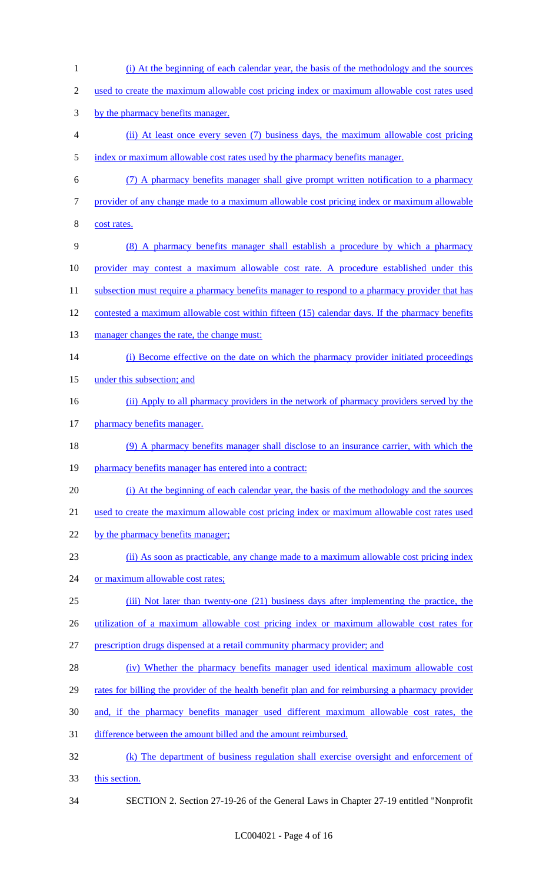(i) At the beginning of each calendar year, the basis of the methodology and the sources used to create the maximum allowable cost pricing index or maximum allowable cost rates used by the pharmacy benefits manager.

(ii) At least once every seven (7) business days, the maximum allowable cost pricing index or maximum allowable cost rates used by the pharmacy benefits manager.

(7) A pharmacy benefits manager shall give prompt written notification to a pharmacy provider of any change made to a maximum allowable cost pricing index or maximum allowable cost rates.

(8) A pharmacy benefits manager shall establish a procedure by which a pharmacy provider may contest a maximum allowable cost rate. A procedure established under this subsection must require a pharmacy benefits manager to respond to a pharmacy provider that has contested a maximum allowable cost within fifteen (15) calendar days. If the pharmacy benefits manager changes the rate, the change must:

(i) Become effective on the date on which the pharmacy provider initiated proceedings under this subsection; and

(ii) Apply to all pharmacy providers in the network of pharmacy providers served by the pharmacy benefits manager.

(9) A pharmacy benefits manager shall disclose to an insurance carrier, with which the pharmacy benefits manager has entered into a contract:

(i) At the beginning of each calendar year, the basis of the methodology and the sources used to create the maximum allowable cost pricing index or maximum allowable cost rates used by the pharmacy benefits manager;

(ii) As soon as practicable, any change made to a maximum allowable cost pricing index or maximum allowable cost rates;

(iii) Not later than twenty-one (21) business days after implementing the practice, the utilization of a maximum allowable cost pricing index or maximum allowable cost rates for prescription drugs dispensed at a retail community pharmacy provider; and

(iv) Whether the pharmacy benefits manager used identical maximum allowable cost rates for billing the provider of the health benefit plan and for reimbursing a pharmacy provider and, if the pharmacy benefits manager used different maximum allowable cost rates, the difference between the amount billed and the amount reimbursed.

(k) The department of business regulation shall exercise oversight and enforcement of this section.

SECTION 2. Section 27-19-26 of the General Laws in Chapter 27-19 entitled "Nonprofit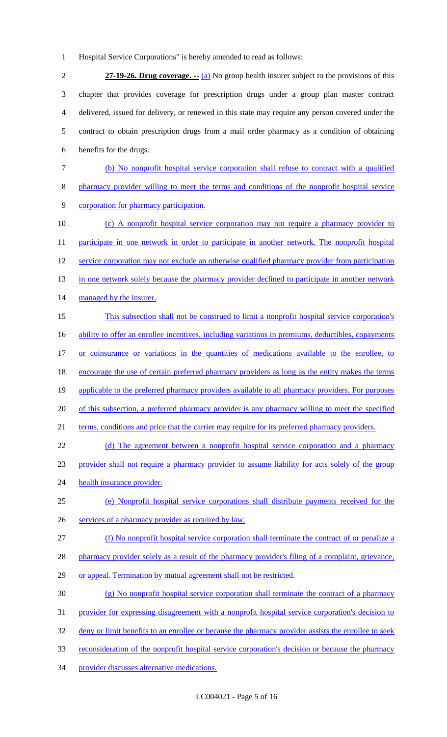Hospital Service Corporations" is hereby amended to read as follows:

**27-19-26. Drug coverage. --** (a) No group health insurer subject to the provisions of this chapter that provides coverage for prescription drugs under a group plan master contract delivered, issued for delivery, or renewed in this state may require any person covered under the contract to obtain prescription drugs from a mail order pharmacy as a condition of obtaining benefits for the drugs.

(b) No nonprofit hospital service corporation shall refuse to contract with a qualified pharmacy provider willing to meet the terms and conditions of the nonprofit hospital service corporation for pharmacy participation.

(c) A nonprofit hospital service corporation may not require a pharmacy provider to participate in one network in order to participate in another network. The nonprofit hospital service corporation may not exclude an otherwise qualified pharmacy provider from participation in one network solely because the pharmacy provider declined to participate in another network managed by the insurer.

This subsection shall not be construed to limit a nonprofit hospital service corporation's ability to offer an enrollee incentives, including variations in premiums, deductibles, copayments or coinsurance or variations in the quantities of medications available to the enrollee, to encourage the use of certain preferred pharmacy providers as long as the entity makes the terms applicable to the preferred pharmacy providers available to all pharmacy providers. For purposes of this subsection, a preferred pharmacy provider is any pharmacy willing to meet the specified terms, conditions and price that the carrier may require for its preferred pharmacy providers.

(d) The agreement between a nonprofit hospital service corporation and a pharmacy provider shall not require a pharmacy provider to assume liability for acts solely of the group health insurance provider.

(e) Nonprofit hospital service corporations shall distribute payments received for the services of a pharmacy provider as required by law.

(f) No nonprofit hospital service corporation shall terminate the contract of or penalize a pharmacy provider solely as a result of the pharmacy provider's filing of a complaint, grievance, or appeal. Termination by mutual agreement shall not be restricted.

(g) No nonprofit hospital service corporation shall terminate the contract of a pharmacy provider for expressing disagreement with a nonprofit hospital service corporation's decision to deny or limit benefits to an enrollee or because the pharmacy provider assists the enrollee to seek reconsideration of the nonprofit hospital service corporation's decision or because the pharmacy provider discusses alternative medications.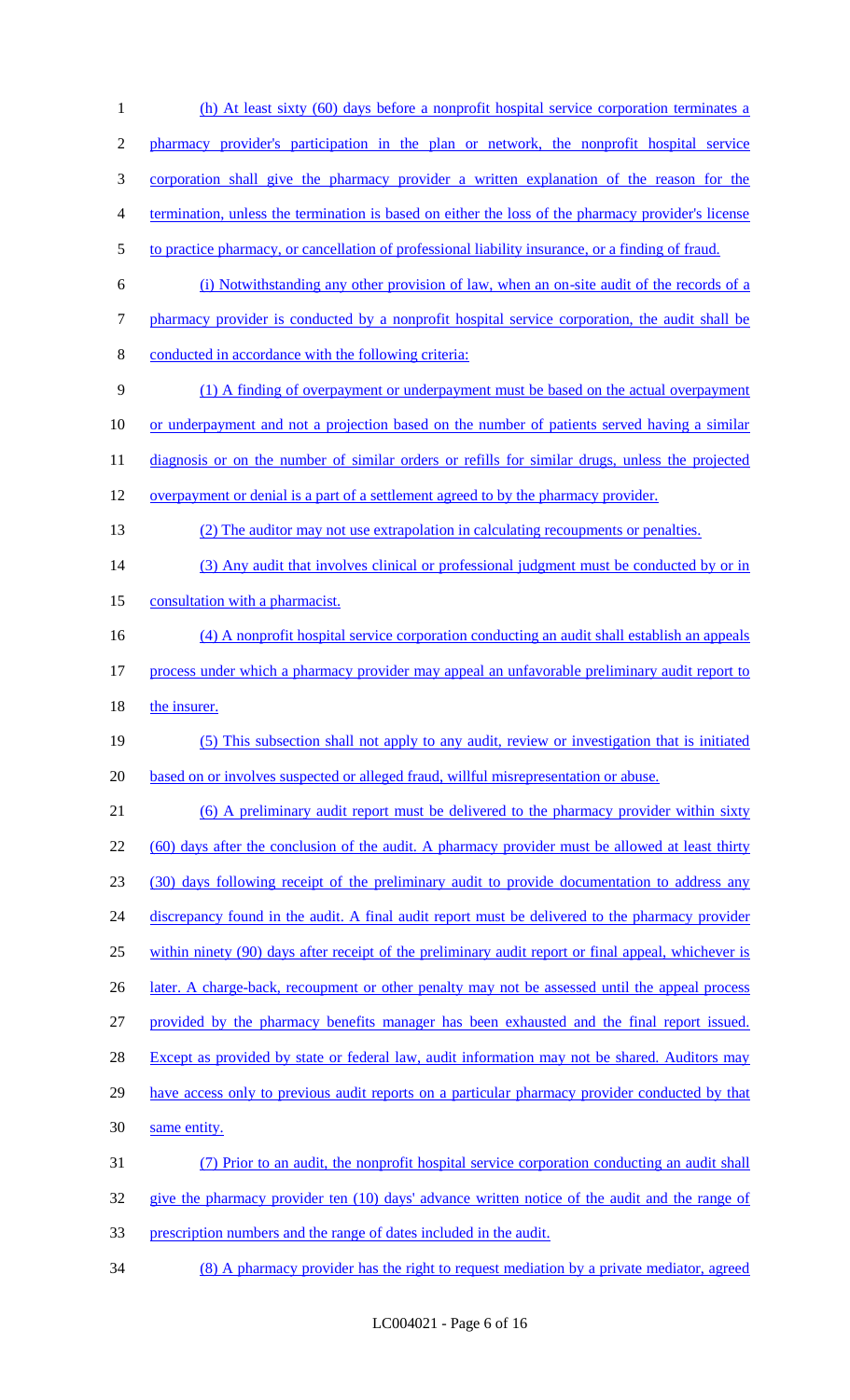(h) At least sixty (60) days before a nonprofit hospital service corporation terminates a pharmacy provider's participation in the plan or network, the nonprofit hospital service corporation shall give the pharmacy provider a written explanation of the reason for the termination, unless the termination is based on either the loss of the pharmacy provider's license to practice pharmacy, or cancellation of professional liability insurance, or a finding of fraud.

(i) Notwithstanding any other provision of law, when an on-site audit of the records of a pharmacy provider is conducted by a nonprofit hospital service corporation, the audit shall be conducted in accordance with the following criteria:

(1) A finding of overpayment or underpayment must be based on the actual overpayment or underpayment and not a projection based on the number of patients served having a similar diagnosis or on the number of similar orders or refills for similar drugs, unless the projected overpayment or denial is a part of a settlement agreed to by the pharmacy provider.

(2) The auditor may not use extrapolation in calculating recoupments or penalties.

(3) Any audit that involves clinical or professional judgment must be conducted by or in consultation with a pharmacist.

(4) A nonprofit hospital service corporation conducting an audit shall establish an appeals process under which a pharmacy provider may appeal an unfavorable preliminary audit report to the insurer.

(5) This subsection shall not apply to any audit, review or investigation that is initiated based on or involves suspected or alleged fraud, willful misrepresentation or abuse.

(6) A preliminary audit report must be delivered to the pharmacy provider within sixty (60) days after the conclusion of the audit. A pharmacy provider must be allowed at least thirty (30) days following receipt of the preliminary audit to provide documentation to address any discrepancy found in the audit. A final audit report must be delivered to the pharmacy provider within ninety (90) days after receipt of the preliminary audit report or final appeal, whichever is later. A charge-back, recoupment or other penalty may not be assessed until the appeal process provided by the pharmacy benefits manager has been exhausted and the final report issued. Except as provided by state or federal law, audit information may not be shared. Auditors may have access only to previous audit reports on a particular pharmacy provider conducted by that same entity.

(7) Prior to an audit, the nonprofit hospital service corporation conducting an audit shall give the pharmacy provider ten (10) days' advance written notice of the audit and the range of prescription numbers and the range of dates included in the audit.

(8) A pharmacy provider has the right to request mediation by a private mediator, agreed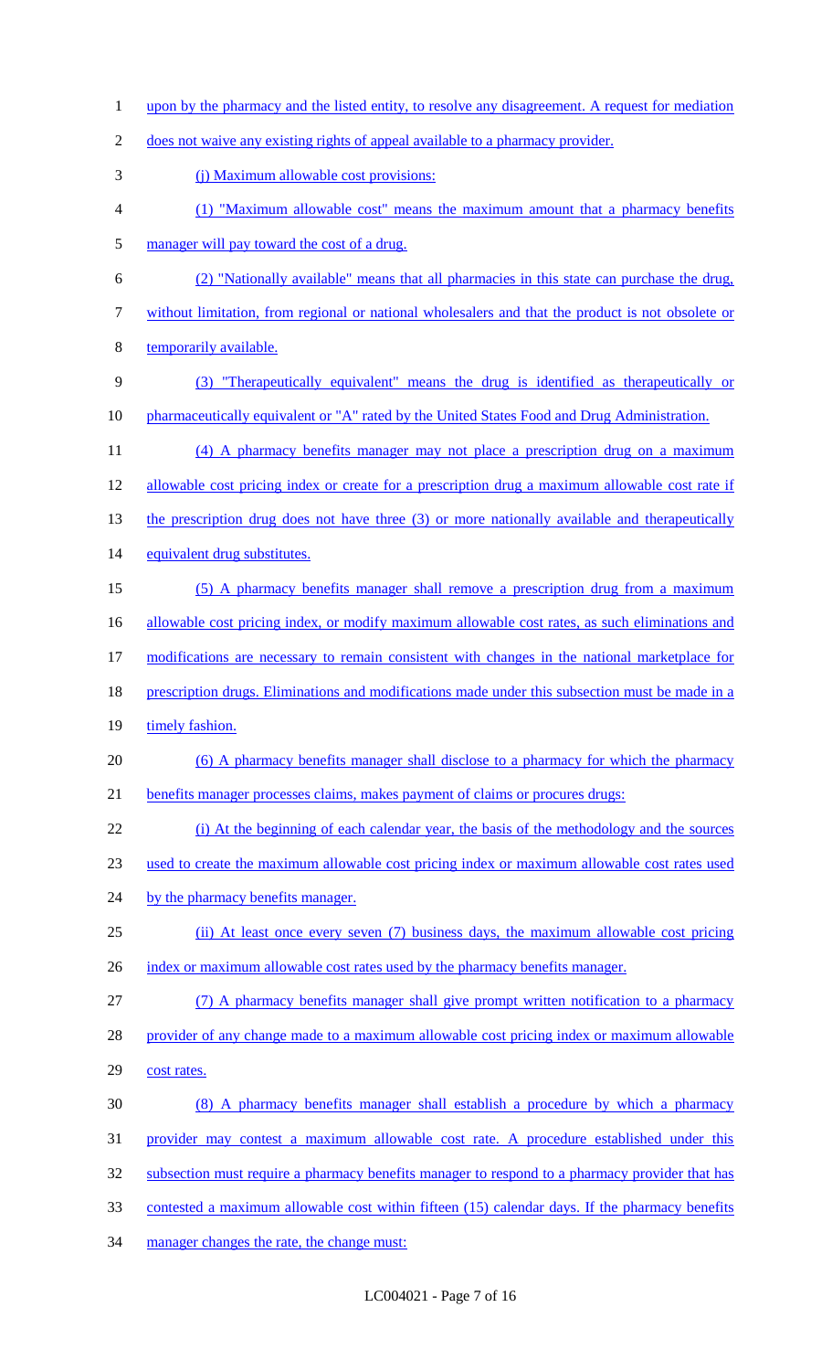upon by the pharmacy and the listed entity, to resolve any disagreement. A request for mediation does not waive any existing rights of appeal available to a pharmacy provider.

(j) Maximum allowable cost provisions:

(1) "Maximum allowable cost" means the maximum amount that a pharmacy benefits manager will pay toward the cost of a drug.

(2) "Nationally available" means that all pharmacies in this state can purchase the drug, without limitation, from regional or national wholesalers and that the product is not obsolete or temporarily available.

(3) "Therapeutically equivalent" means the drug is identified as therapeutically or pharmaceutically equivalent or "A" rated by the United States Food and Drug Administration.

(4) A pharmacy benefits manager may not place a prescription drug on a maximum allowable cost pricing index or create for a prescription drug a maximum allowable cost rate if the prescription drug does not have three (3) or more nationally available and therapeutically equivalent drug substitutes.

(5) A pharmacy benefits manager shall remove a prescription drug from a maximum allowable cost pricing index, or modify maximum allowable cost rates, as such eliminations and modifications are necessary to remain consistent with changes in the national marketplace for prescription drugs. Eliminations and modifications made under this subsection must be made in a timely fashion.

(6) A pharmacy benefits manager shall disclose to a pharmacy for which the pharmacy benefits manager processes claims, makes payment of claims or procures drugs:

(i) At the beginning of each calendar year, the basis of the methodology and the sources used to create the maximum allowable cost pricing index or maximum allowable cost rates used by the pharmacy benefits manager.

(ii) At least once every seven (7) business days, the maximum allowable cost pricing index or maximum allowable cost rates used by the pharmacy benefits manager.

(7) A pharmacy benefits manager shall give prompt written notification to a pharmacy provider of any change made to a maximum allowable cost pricing index or maximum allowable cost rates.

(8) A pharmacy benefits manager shall establish a procedure by which a pharmacy provider may contest a maximum allowable cost rate. A procedure established under this subsection must require a pharmacy benefits manager to respond to a pharmacy provider that has contested a maximum allowable cost within fifteen (15) calendar days. If the pharmacy benefits manager changes the rate, the change must: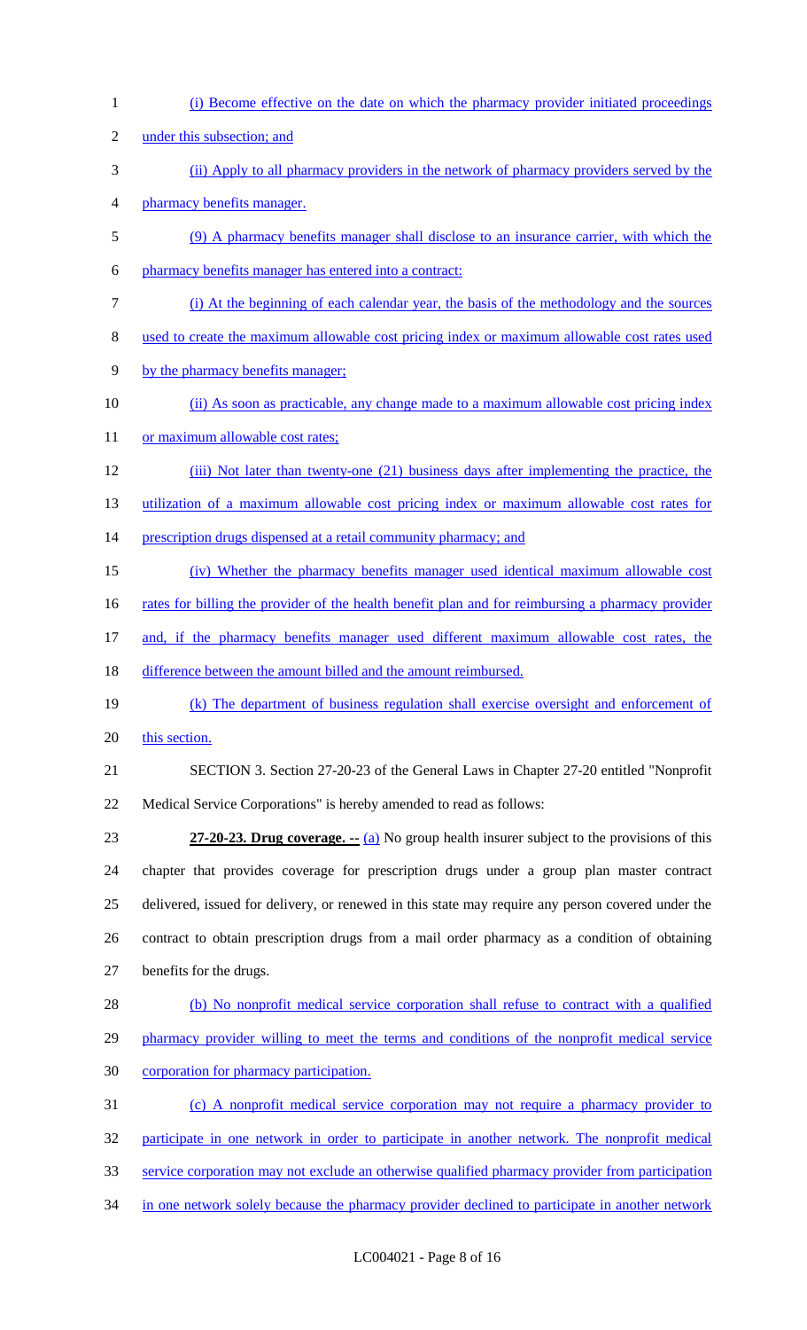(i) Become effective on the date on which the pharmacy provider initiated proceedings under this subsection; and

(ii) Apply to all pharmacy providers in the network of pharmacy providers served by the pharmacy benefits manager.

(9) A pharmacy benefits manager shall disclose to an insurance carrier, with which the pharmacy benefits manager has entered into a contract:

(i) At the beginning of each calendar year, the basis of the methodology and the sources used to create the maximum allowable cost pricing index or maximum allowable cost rates used by the pharmacy benefits manager;

(ii) As soon as practicable, any change made to a maximum allowable cost pricing index or maximum allowable cost rates;

(iii) Not later than twenty-one (21) business days after implementing the practice, the utilization of a maximum allowable cost pricing index or maximum allowable cost rates for prescription drugs dispensed at a retail community pharmacy; and

(iv) Whether the pharmacy benefits manager used identical maximum allowable cost rates for billing the provider of the health benefit plan and for reimbursing a pharmacy provider and, if the pharmacy benefits manager used different maximum allowable cost rates, the difference between the amount billed and the amount reimbursed.

(k) The department of business regulation shall exercise oversight and enforcement of this section.

SECTION 3. Section 27-20-23 of the General Laws in Chapter 27-20 entitled "Nonprofit Medical Service Corporations" is hereby amended to read as follows:

**27-20-23. Drug coverage. --** (a) No group health insurer subject to the provisions of this chapter that provides coverage for prescription drugs under a group plan master contract delivered, issued for delivery, or renewed in this state may require any person covered under the contract to obtain prescription drugs from a mail order pharmacy as a condition of obtaining benefits for the drugs.

(b) No nonprofit medical service corporation shall refuse to contract with a qualified pharmacy provider willing to meet the terms and conditions of the nonprofit medical service corporation for pharmacy participation.

(c) A nonprofit medical service corporation may not require a pharmacy provider to participate in one network in order to participate in another network. The nonprofit medical service corporation may not exclude an otherwise qualified pharmacy provider from participation in one network solely because the pharmacy provider declined to participate in another network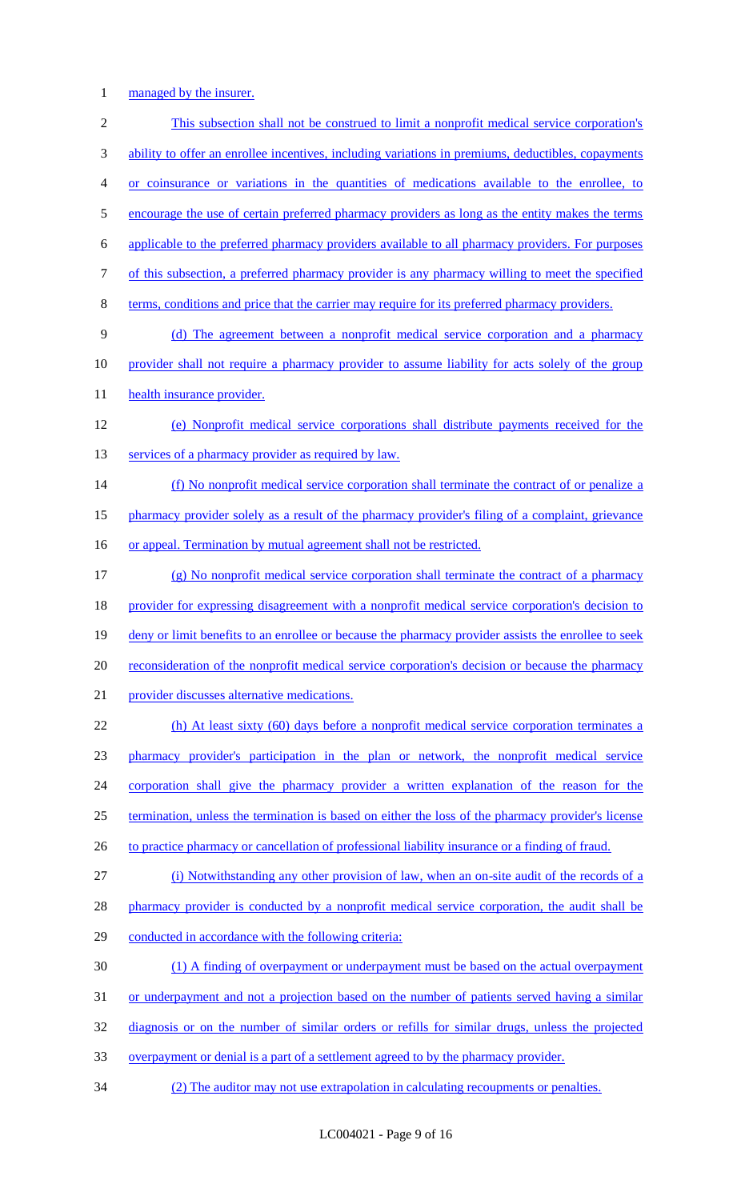managed by the insurer.

This subsection shall not be construed to limit a nonprofit medical service corporation's ability to offer an enrollee incentives, including variations in premiums, deductibles, copayments or coinsurance or variations in the quantities of medications available to the enrollee, to encourage the use of certain preferred pharmacy providers as long as the entity makes the terms applicable to the preferred pharmacy providers available to all pharmacy providers. For purposes of this subsection, a preferred pharmacy provider is any pharmacy willing to meet the specified terms, conditions and price that the carrier may require for its preferred pharmacy providers.

(d) The agreement between a nonprofit medical service corporation and a pharmacy provider shall not require a pharmacy provider to assume liability for acts solely of the group health insurance provider.

(e) Nonprofit medical service corporations shall distribute payments received for the services of a pharmacy provider as required by law.

(f) No nonprofit medical service corporation shall terminate the contract of or penalize a pharmacy provider solely as a result of the pharmacy provider's filing of a complaint, grievance or appeal. Termination by mutual agreement shall not be restricted.

(g) No nonprofit medical service corporation shall terminate the contract of a pharmacy provider for expressing disagreement with a nonprofit medical service corporation's decision to deny or limit benefits to an enrollee or because the pharmacy provider assists the enrollee to seek reconsideration of the nonprofit medical service corporation's decision or because the pharmacy provider discusses alternative medications.

(h) At least sixty (60) days before a nonprofit medical service corporation terminates a pharmacy provider's participation in the plan or network, the nonprofit medical service corporation shall give the pharmacy provider a written explanation of the reason for the termination, unless the termination is based on either the loss of the pharmacy provider's license to practice pharmacy or cancellation of professional liability insurance or a finding of fraud.

(i) Notwithstanding any other provision of law, when an on-site audit of the records of a pharmacy provider is conducted by a nonprofit medical service corporation, the audit shall be conducted in accordance with the following criteria:

(1) A finding of overpayment or underpayment must be based on the actual overpayment or underpayment and not a projection based on the number of patients served having a similar diagnosis or on the number of similar orders or refills for similar drugs, unless the projected overpayment or denial is a part of a settlement agreed to by the pharmacy provider.

(2) The auditor may not use extrapolation in calculating recoupments or penalties.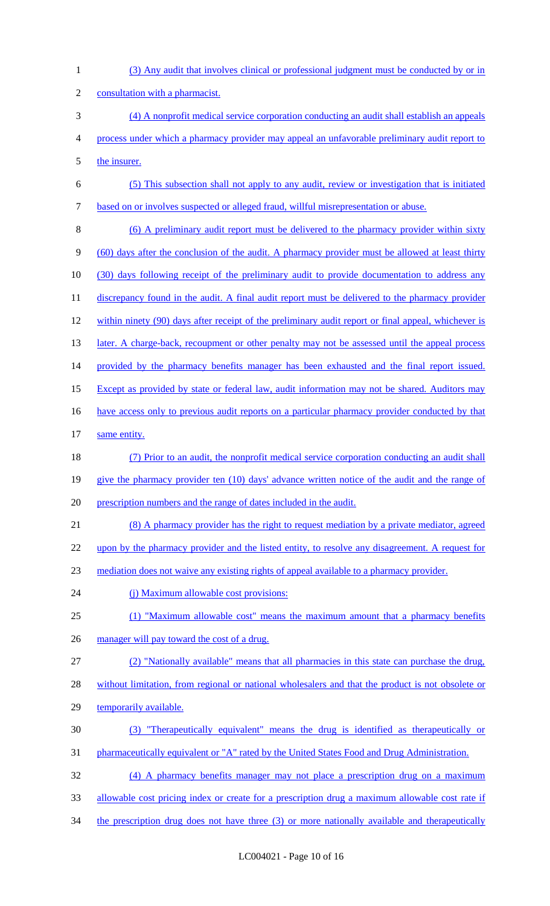(3) Any audit that involves clinical or professional judgment must be conducted by or in consultation with a pharmacist.

(4) A nonprofit medical service corporation conducting an audit shall establish an appeals process under which a pharmacy provider may appeal an unfavorable preliminary audit report to the insurer.

(5) This subsection shall not apply to any audit, review or investigation that is initiated based on or involves suspected or alleged fraud, willful misrepresentation or abuse.

(6) A preliminary audit report must be delivered to the pharmacy provider within sixty (60) days after the conclusion of the audit. A pharmacy provider must be allowed at least thirty (30) days following receipt of the preliminary audit to provide documentation to address any discrepancy found in the audit. A final audit report must be delivered to the pharmacy provider within ninety (90) days after receipt of the preliminary audit report or final appeal, whichever is later. A charge-back, recoupment or other penalty may not be assessed until the appeal process provided by the pharmacy benefits manager has been exhausted and the final report issued. Except as provided by state or federal law, audit information may not be shared. Auditors may have access only to previous audit reports on a particular pharmacy provider conducted by that same entity.

(7) Prior to an audit, the nonprofit medical service corporation conducting an audit shall give the pharmacy provider ten (10) days' advance written notice of the audit and the range of prescription numbers and the range of dates included in the audit.

(8) A pharmacy provider has the right to request mediation by a private mediator, agreed upon by the pharmacy provider and the listed entity, to resolve any disagreement. A request for mediation does not waive any existing rights of appeal available to a pharmacy provider.

(j) Maximum allowable cost provisions:

(1) "Maximum allowable cost" means the maximum amount that a pharmacy benefits manager will pay toward the cost of a drug.

(2) "Nationally available" means that all pharmacies in this state can purchase the drug, without limitation, from regional or national wholesalers and that the product is not obsolete or temporarily available.

(3) "Therapeutically equivalent" means the drug is identified as therapeutically or pharmaceutically equivalent or "A" rated by the United States Food and Drug Administration.

(4) A pharmacy benefits manager may not place a prescription drug on a maximum allowable cost pricing index or create for a prescription drug a maximum allowable cost rate if the prescription drug does not have three (3) or more nationally available and therapeutically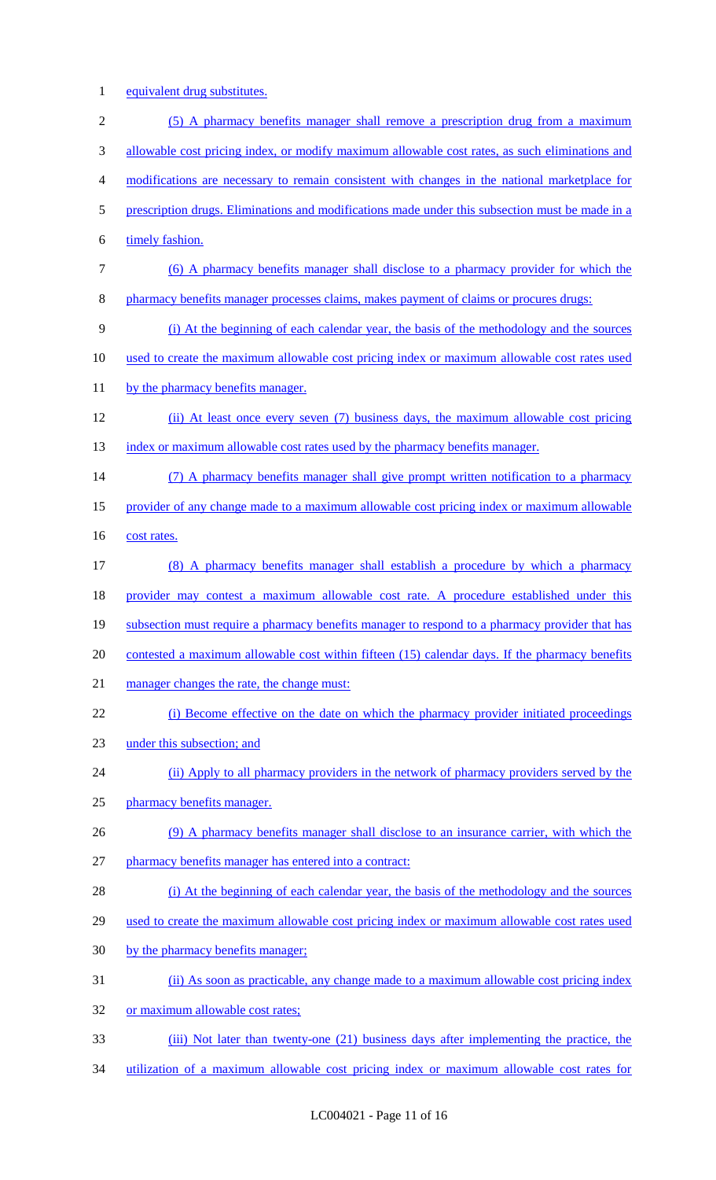equivalent drug substitutes.

(5) A pharmacy benefits manager shall remove a prescription drug from a maximum allowable cost pricing index, or modify maximum allowable cost rates, as such eliminations and modifications are necessary to remain consistent with changes in the national marketplace for prescription drugs. Eliminations and modifications made under this subsection must be made in a timely fashion.

(6) A pharmacy benefits manager shall disclose to a pharmacy provider for which the pharmacy benefits manager processes claims, makes payment of claims or procures drugs:

(i) At the beginning of each calendar year, the basis of the methodology and the sources used to create the maximum allowable cost pricing index or maximum allowable cost rates used by the pharmacy benefits manager.

(ii) At least once every seven (7) business days, the maximum allowable cost pricing index or maximum allowable cost rates used by the pharmacy benefits manager.

(7) A pharmacy benefits manager shall give prompt written notification to a pharmacy provider of any change made to a maximum allowable cost pricing index or maximum allowable cost rates.

(8) A pharmacy benefits manager shall establish a procedure by which a pharmacy provider may contest a maximum allowable cost rate. A procedure established under this subsection must require a pharmacy benefits manager to respond to a pharmacy provider that has contested a maximum allowable cost within fifteen (15) calendar days. If the pharmacy benefits manager changes the rate, the change must:

(i) Become effective on the date on which the pharmacy provider initiated proceedings under this subsection; and

(ii) Apply to all pharmacy providers in the network of pharmacy providers served by the pharmacy benefits manager.

(9) A pharmacy benefits manager shall disclose to an insurance carrier, with which the pharmacy benefits manager has entered into a contract:

(i) At the beginning of each calendar year, the basis of the methodology and the sources used to create the maximum allowable cost pricing index or maximum allowable cost rates used by the pharmacy benefits manager;

(ii) As soon as practicable, any change made to a maximum allowable cost pricing index or maximum allowable cost rates;

(iii) Not later than twenty-one (21) business days after implementing the practice, the utilization of a maximum allowable cost pricing index or maximum allowable cost rates for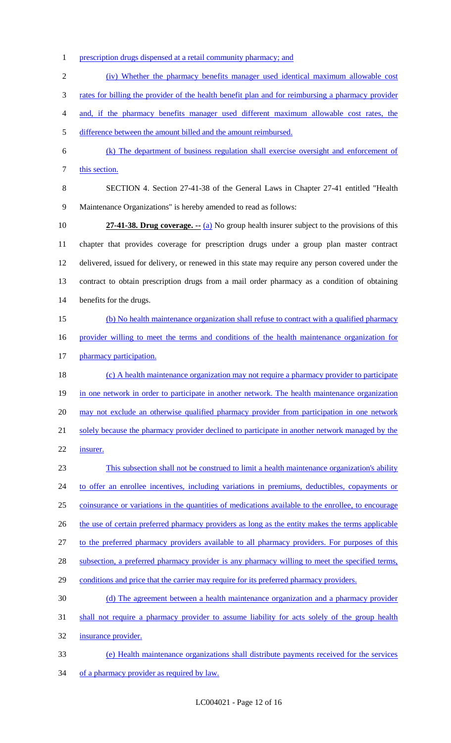prescription drugs dispensed at a retail community pharmacy; and

(iv) Whether the pharmacy benefits manager used identical maximum allowable cost rates for billing the provider of the health benefit plan and for reimbursing a pharmacy provider and, if the pharmacy benefits manager used different maximum allowable cost rates, the difference between the amount billed and the amount reimbursed.

(k) The department of business regulation shall exercise oversight and enforcement of this section.

SECTION 4. Section 27-41-38 of the General Laws in Chapter 27-41 entitled "Health Maintenance Organizations" is hereby amended to read as follows:

**27-41-38. Drug coverage. --** (a) No group health insurer subject to the provisions of this chapter that provides coverage for prescription drugs under a group plan master contract delivered, issued for delivery, or renewed in this state may require any person covered under the contract to obtain prescription drugs from a mail order pharmacy as a condition of obtaining benefits for the drugs.

(b) No health maintenance organization shall refuse to contract with a qualified pharmacy provider willing to meet the terms and conditions of the health maintenance organization for pharmacy participation.

(c) A health maintenance organization may not require a pharmacy provider to participate in one network in order to participate in another network. The health maintenance organization may not exclude an otherwise qualified pharmacy provider from participation in one network solely because the pharmacy provider declined to participate in another network managed by the insurer.

This subsection shall not be construed to limit a health maintenance organization's ability to offer an enrollee incentives, including variations in premiums, deductibles, copayments or coinsurance or variations in the quantities of medications available to the enrollee, to encourage the use of certain preferred pharmacy providers as long as the entity makes the terms applicable to the preferred pharmacy providers available to all pharmacy providers. For purposes of this subsection, a preferred pharmacy provider is any pharmacy willing to meet the specified terms, conditions and price that the carrier may require for its preferred pharmacy providers.

(d) The agreement between a health maintenance organization and a pharmacy provider shall not require a pharmacy provider to assume liability for acts solely of the group health insurance provider.

(e) Health maintenance organizations shall distribute payments received for the services of a pharmacy provider as required by law.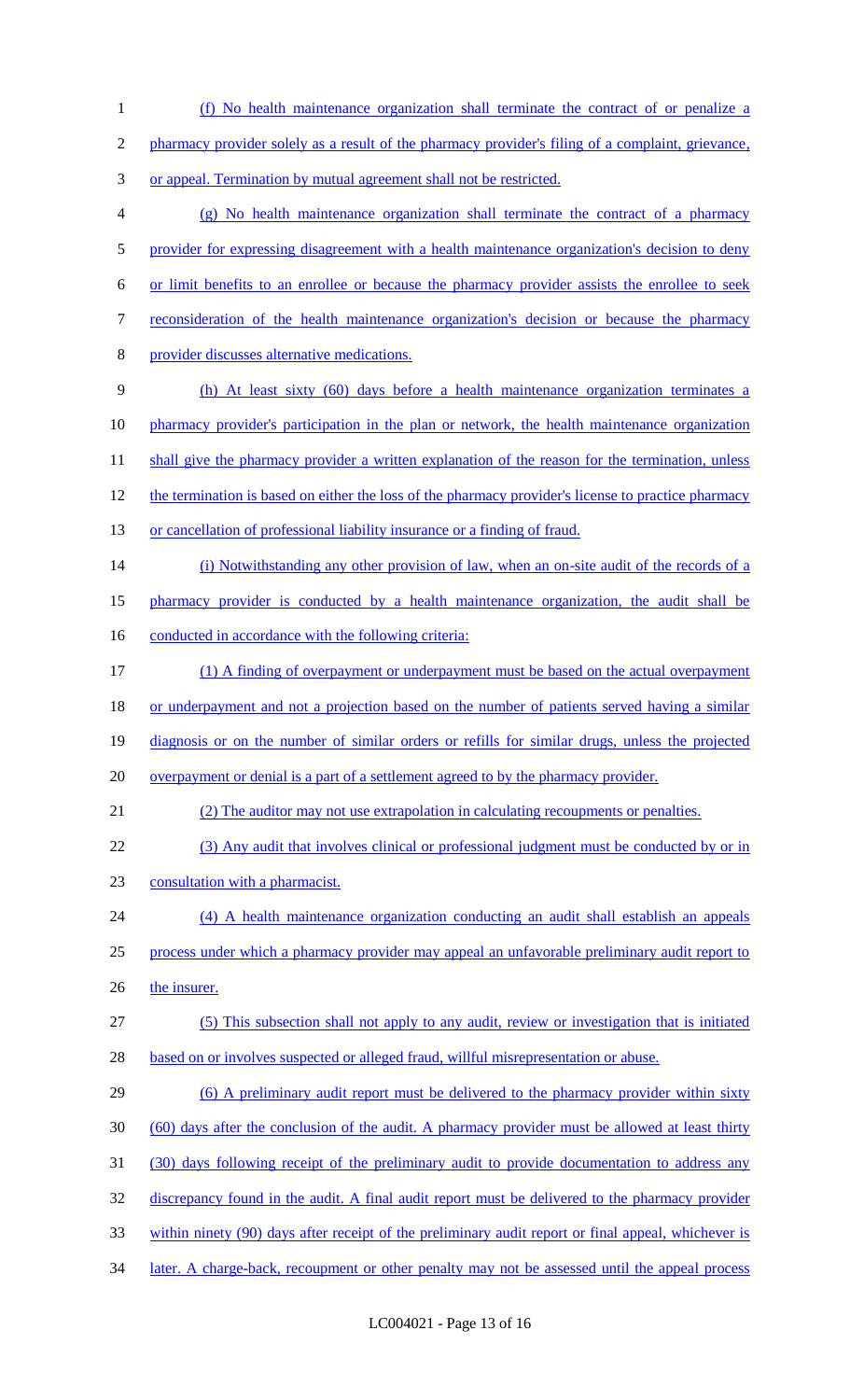(f) No health maintenance organization shall terminate the contract of or penalize a pharmacy provider solely as a result of the pharmacy provider's filing of a complaint, grievance, or appeal. Termination by mutual agreement shall not be restricted.

(g) No health maintenance organization shall terminate the contract of a pharmacy provider for expressing disagreement with a health maintenance organization's decision to deny or limit benefits to an enrollee or because the pharmacy provider assists the enrollee to seek reconsideration of the health maintenance organization's decision or because the pharmacy provider discusses alternative medications.

(h) At least sixty (60) days before a health maintenance organization terminates a pharmacy provider's participation in the plan or network, the health maintenance organization shall give the pharmacy provider a written explanation of the reason for the termination, unless the termination is based on either the loss of the pharmacy provider's license to practice pharmacy or cancellation of professional liability insurance or a finding of fraud.

(i) Notwithstanding any other provision of law, when an on-site audit of the records of a pharmacy provider is conducted by a health maintenance organization, the audit shall be conducted in accordance with the following criteria:

(1) A finding of overpayment or underpayment must be based on the actual overpayment or underpayment and not a projection based on the number of patients served having a similar diagnosis or on the number of similar orders or refills for similar drugs, unless the projected overpayment or denial is a part of a settlement agreed to by the pharmacy provider.

(2) The auditor may not use extrapolation in calculating recoupments or penalties.

(3) Any audit that involves clinical or professional judgment must be conducted by or in consultation with a pharmacist.

(4) A health maintenance organization conducting an audit shall establish an appeals process under which a pharmacy provider may appeal an unfavorable preliminary audit report to the insurer.

(5) This subsection shall not apply to any audit, review or investigation that is initiated based on or involves suspected or alleged fraud, willful misrepresentation or abuse.

(6) A preliminary audit report must be delivered to the pharmacy provider within sixty (60) days after the conclusion of the audit. A pharmacy provider must be allowed at least thirty (30) days following receipt of the preliminary audit to provide documentation to address any discrepancy found in the audit. A final audit report must be delivered to the pharmacy provider within ninety (90) days after receipt of the preliminary audit report or final appeal, whichever is later. A charge-back, recoupment or other penalty may not be assessed until the appeal process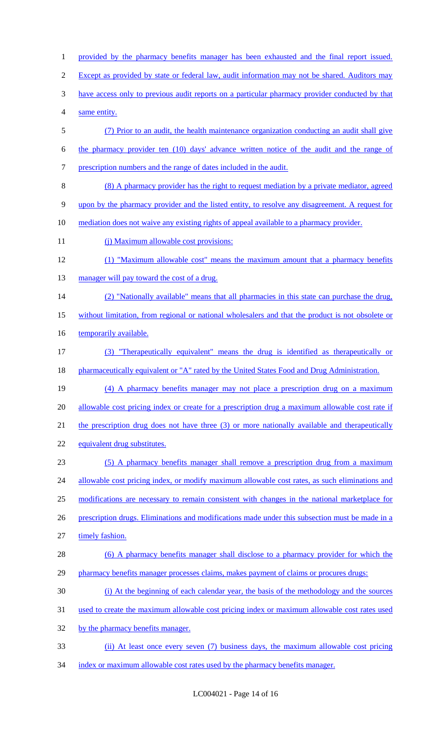provided by the pharmacy benefits manager has been exhausted and the final report issued. Except as provided by state or federal law, audit information may not be shared. Auditors may have access only to previous audit reports on a particular pharmacy provider conducted by that same entity.

(7) Prior to an audit, the health maintenance organization conducting an audit shall give the pharmacy provider ten (10) days' advance written notice of the audit and the range of prescription numbers and the range of dates included in the audit.

(8) A pharmacy provider has the right to request mediation by a private mediator, agreed upon by the pharmacy provider and the listed entity, to resolve any disagreement. A request for mediation does not waive any existing rights of appeal available to a pharmacy provider.

(j) Maximum allowable cost provisions:

(1) "Maximum allowable cost" means the maximum amount that a pharmacy benefits manager will pay toward the cost of a drug.

(2) "Nationally available" means that all pharmacies in this state can purchase the drug, without limitation, from regional or national wholesalers and that the product is not obsolete or temporarily available.

(3) "Therapeutically equivalent" means the drug is identified as therapeutically or pharmaceutically equivalent or "A" rated by the United States Food and Drug Administration.

(4) A pharmacy benefits manager may not place a prescription drug on a maximum allowable cost pricing index or create for a prescription drug a maximum allowable cost rate if the prescription drug does not have three (3) or more nationally available and therapeutically equivalent drug substitutes.

(5) A pharmacy benefits manager shall remove a prescription drug from a maximum allowable cost pricing index, or modify maximum allowable cost rates, as such eliminations and modifications are necessary to remain consistent with changes in the national marketplace for prescription drugs. Eliminations and modifications made under this subsection must be made in a timely fashion.

(6) A pharmacy benefits manager shall disclose to a pharmacy provider for which the pharmacy benefits manager processes claims, makes payment of claims or procures drugs:

(i) At the beginning of each calendar year, the basis of the methodology and the sources used to create the maximum allowable cost pricing index or maximum allowable cost rates used by the pharmacy benefits manager.

(ii) At least once every seven (7) business days, the maximum allowable cost pricing index or maximum allowable cost rates used by the pharmacy benefits manager.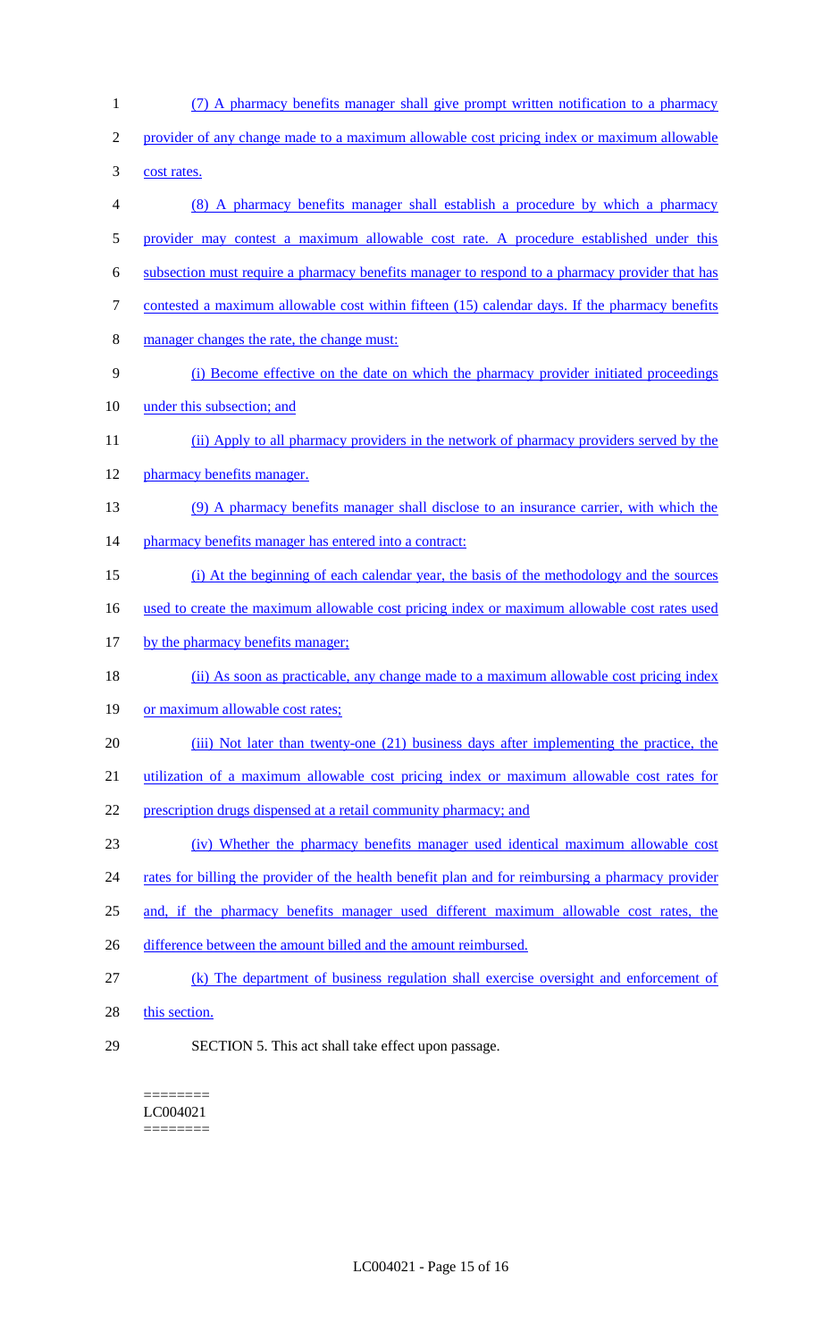(7) A pharmacy benefits manager shall give prompt written notification to a pharmacy provider of any change made to a maximum allowable cost pricing index or maximum allowable cost rates.

(8) A pharmacy benefits manager shall establish a procedure by which a pharmacy provider may contest a maximum allowable cost rate. A procedure established under this subsection must require a pharmacy benefits manager to respond to a pharmacy provider that has contested a maximum allowable cost within fifteen (15) calendar days. If the pharmacy benefits manager changes the rate, the change must:

(i) Become effective on the date on which the pharmacy provider initiated proceedings under this subsection; and

(ii) Apply to all pharmacy providers in the network of pharmacy providers served by the pharmacy benefits manager.

(9) A pharmacy benefits manager shall disclose to an insurance carrier, with which the pharmacy benefits manager has entered into a contract:

(i) At the beginning of each calendar year, the basis of the methodology and the sources used to create the maximum allowable cost pricing index or maximum allowable cost rates used by the pharmacy benefits manager;

(ii) As soon as practicable, any change made to a maximum allowable cost pricing index or maximum allowable cost rates;

(iii) Not later than twenty-one (21) business days after implementing the practice, the utilization of a maximum allowable cost pricing index or maximum allowable cost rates for prescription drugs dispensed at a retail community pharmacy; and

(iv) Whether the pharmacy benefits manager used identical maximum allowable cost rates for billing the provider of the health benefit plan and for reimbursing a pharmacy provider and, if the pharmacy benefits manager used different maximum allowable cost rates, the difference between the amount billed and the amount reimbursed.

(k) The department of business regulation shall exercise oversight and enforcement of this section.

SECTION 5. This act shall take effect upon passage.

========
LC004021
========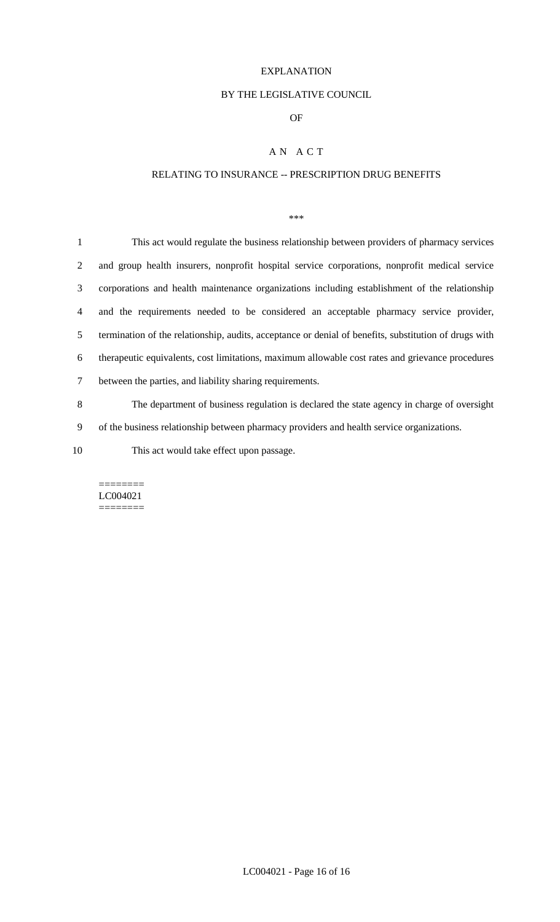EXPLANATION

BY THE LEGISLATIVE COUNCIL

OF

A N A C T

RELATING TO INSURANCE -- PRESCRIPTION DRUG BENEFITS

\*\*\*

This act would regulate the business relationship between providers of pharmacy services and group health insurers, nonprofit hospital service corporations, nonprofit medical service corporations and health maintenance organizations including establishment of the relationship and the requirements needed to be considered an acceptable pharmacy service provider, termination of the relationship, audits, acceptance or denial of benefits, substitution of drugs with therapeutic equivalents, cost limitations, maximum allowable cost rates and grievance procedures between the parties, and liability sharing requirements.

The department of business regulation is declared the state agency in charge of oversight of the business relationship between pharmacy providers and health service organizations.

This act would take effect upon passage.

========
LC004021
========